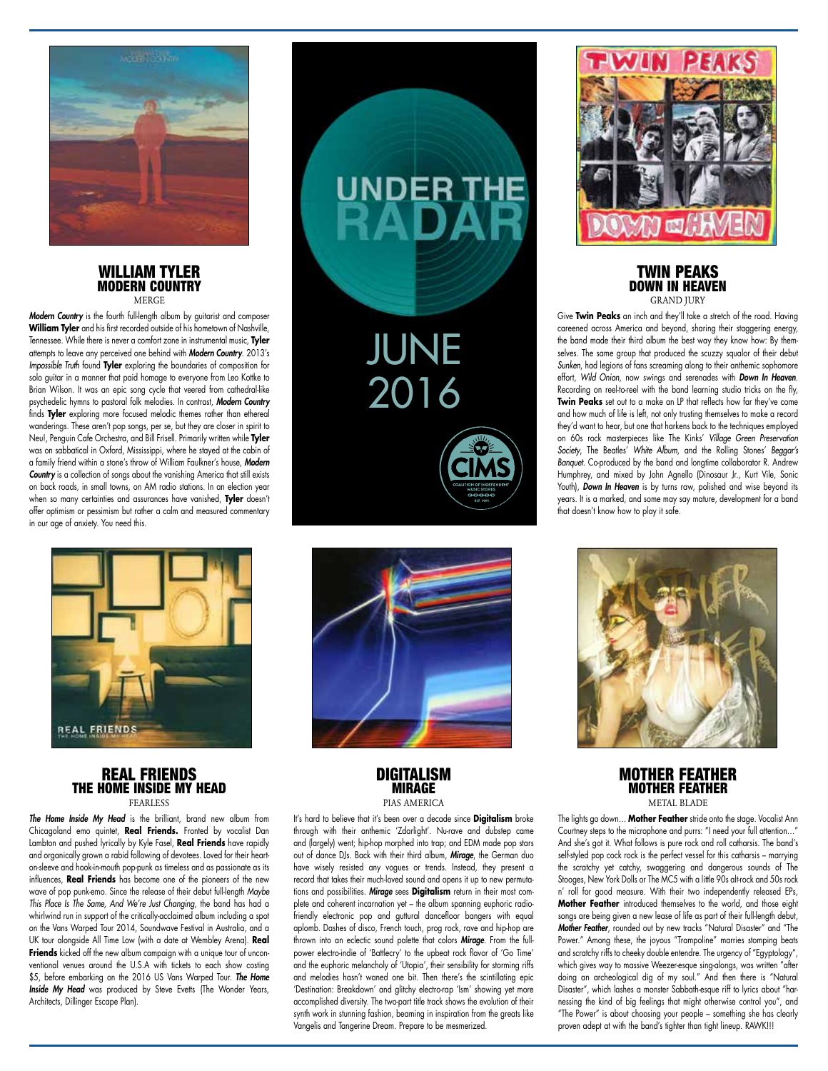# UNDER THE RADAR

# JUNE 2016

## WILLIAM TYLER
### MODERN COUNTRY
MERGE

***Modern Country*** is the fourth full-length album by guitarist and composer **William Tyler** and his first recorded outside of his hometown of Nashville, Tennessee. While there is never a comfort zone in instrumental music, **Tyler** attempts to leave any perceived one behind with ***Modern Country***. 2013's *Impossible Truth* found **Tyler** exploring the boundaries of composition for solo guitar in a manner that paid homage to everyone from Leo Kottke to Brian Wilson. It was an epic song cycle that veered from cathedral-like psychedelic hymns to pastoral folk melodies. In contrast, ***Modern Country*** finds **Tyler** exploring more focused melodic themes rather than ethereal wanderings. These aren't pop songs, per se, but they are closer in spirit to Neu!, Penguin Cafe Orchestra, and Bill Frisell. Primarily written while **Tyler** was on sabbatical in Oxford, Mississippi, where he stayed at the cabin of a family friend within a stone's throw of William Faulkner's house, ***Modern Country*** is a collection of songs about the vanishing America that still exists on back roads, in small towns, on AM radio stations. In an election year when so many certainties and assurances have vanished, **Tyler** doesn't offer optimism or pessimism but rather a calm and measured commentary in our age of anxiety. You need this.

## TWIN PEAKS
### DOWN IN HEAVEN
GRAND JURY

Give **Twin Peaks** an inch and they'll take a stretch of the road. Having careened across America and beyond, sharing their staggering energy, the band made their third album the best way they know how: By themselves. The same group that produced the scuzzy squalor of their debut *Sunken*, had legions of fans screaming along to their anthemic sophomore effort, *Wild Onion*, now swings and serenades with ***Down In Heaven***. Recording on reel-to-reel with the band learning studio tricks on the fly, **Twin Peaks** set out to a make an LP that reflects how far they've come and how much of life is left, not only trusting themselves to make a record they'd want to hear, but one that harkens back to the techniques employed on 60s rock masterpieces like The Kinks' *Village Green Preservation Society*, The Beatles' *White Album*, and the Rolling Stones' *Beggar's Banquet*. Co-produced by the band and longtime collaborator R. Andrew Humphrey, and mixed by John Agnello (Dinosaur Jr., Kurt Vile, Sonic Youth), ***Down In Heaven*** is by turns raw, polished and wise beyond its years. It is a marked, and some may say mature, development for a band that doesn't know how to play it safe.

## REAL FRIENDS
### THE HOME INSIDE MY HEAD
FEARLESS

***The Home Inside My Head*** is the brilliant, brand new album from Chicagoland emo quintet, **Real Friends.** Fronted by vocalist Dan Lambton and pushed lyrically by Kyle Fasel, **Real Friends** have rapidly and organically grown a rabid following of devotees. Loved for their heart-on-sleeve and hook-in-mouth pop-punk as timeless and as passionate as its influences, **Real Friends** has become one of the pioneers of the new wave of pop punk-emo. Since the release of their debut full-length *Maybe This Place Is The Same, And We're Just Changing*, the band has had a whirlwind run in support of the critically-acclaimed album including a spot on the Vans Warped Tour 2014, Soundwave Festival in Australia, and a UK tour alongside All Time Low (with a date at Wembley Arena). **Real Friends** kicked off the new album campaign with a unique tour of unconventional venues around the U.S.A with tickets to each show costing $5, before embarking on the 2016 US Vans Warped Tour. ***The Home Inside My Head*** was produced by Steve Evetts (The Wonder Years, Architects, Dillinger Escape Plan).

## DIGITALISM
### MIRAGE
PIAS AMERICA

It's hard to believe that it's been over a decade since **Digitalism** broke through with their anthemic 'Zdarlight'. Nu-rave and dubstep came and (largely) went; hip-hop morphed into trap; and EDM made pop stars out of dance DJs. Back with their third album, ***Mirage***, the German duo have wisely resisted any vogues or trends. Instead, they present a record that takes their much-loved sound and opens it up to new permutations and possibilities. ***Mirage*** sees **Digitalism** return in their most complete and coherent incarnation yet – the album spanning euphoric radio-friendly electronic pop and guttural dancefloor bangers with equal aplomb. Dashes of disco, French touch, prog rock, rave and hip-hop are thrown into an eclectic sound palette that colors ***Mirage***. From the full-power electro-indie of 'Battlecry' to the upbeat rock flavor of 'Go Time' and the euphoric melancholy of 'Utopia', their sensibility for storming riffs and melodies hasn't waned one bit. Then there's the scintillating epic 'Destination: Breakdown' and glitchy electro-rap 'Ism' showing yet more accomplished diversity. The two-part title track shows the evolution of their synth work in stunning fashion, beaming in inspiration from the greats like Vangelis and Tangerine Dream. Prepare to be mesmerized.

## MOTHER FEATHER
### MOTHER FEATHER
METAL BLADE

The lights go down... **Mother Feather** stride onto the stage. Vocalist Ann Courtney steps to the microphone and purrs: "I need your full attention..." And she's got it. What follows is pure rock and roll catharsis. The band's self-styled pop cock rock is the perfect vessel for this catharsis – marrying the scratchy yet catchy, swaggering and dangerous sounds of The Stooges, New York Dolls or The MC5 with a little 90s alt-rock and 50s rock n' roll for good measure. With their two independently released EPs, **Mother Feather** introduced themselves to the world, and those eight songs are being given a new lease of life as part of their full-length debut, ***Mother Feather***, rounded out by new tracks "Natural Disaster" and "The Power." Among these, the joyous "Trampoline" marries stomping beats and scratchy riffs to cheeky double entendre. The urgency of "Egyptology", which gives way to massive Weezer-esque sing-alongs, was written "after doing an archeological dig of my soul." And then there is "Natural Disaster", which lashes a monster Sabbath-esque riff to lyrics about "harnessing the kind of big feelings that might otherwise control you", and "The Power" is about choosing your people – something she has clearly proven adept at with the band's tighter than tight lineup. RAWK!!!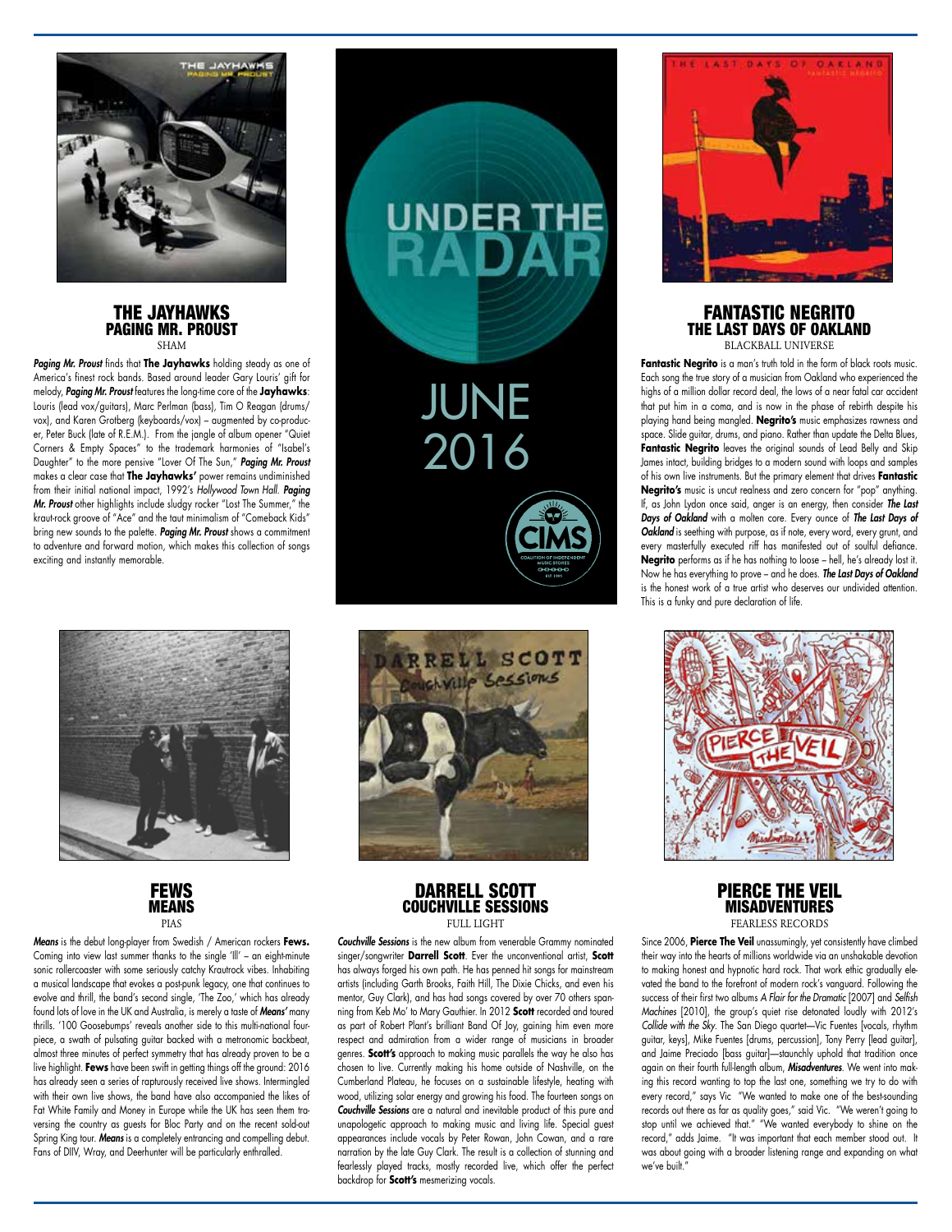# UNDER THE RADAR

# JUNE 2016

## THE JAYHAWKS
### PAGING MR. PROUST
SHAM

***Paging Mr. Proust*** finds that **The Jayhawks** holding steady as one of America's finest rock bands. Based around leader Gary Louris' gift for melody, ***Paging Mr. Proust*** features the long-time core of the **Jayhawks**: Louris (lead vox/guitars), Marc Perlman (bass), Tim O Reagan (drums/vox), and Karen Grotberg (keyboards/vox) – augmented by co-producer, Peter Buck (late of R.E.M.). From the jangle of album opener "Quiet Corners & Empty Spaces" to the trademark harmonies of "Isabel's Daughter" to the more pensive "Lover Of The Sun," ***Paging Mr. Proust*** makes a clear case that **The Jayhawks'** power remains undiminished from their initial national impact, 1992's *Hollywood Town Hall*. ***Paging Mr. Proust*** other highlights include sludgy rocker "Lost The Summer," the kraut-rock groove of "Ace" and the taut minimalism of "Comeback Kids" bring new sounds to the palette. ***Paging Mr. Proust*** shows a commitment to adventure and forward motion, which makes this collection of songs exciting and instantly memorable.

## FANTASTIC NEGRITO
### THE LAST DAYS OF OAKLAND
BLACKBALL UNIVERSE

**Fantastic Negrito** is a man's truth told in the form of black roots music. Each song the true story of a musician from Oakland who experienced the highs of a million dollar record deal, the lows of a near fatal car accident that put him in a coma, and is now in the phase of rebirth despite his playing hand being mangled. **Negrito's** music emphasizes rawness and space. Slide guitar, drums, and piano. Rather than update the Delta Blues, **Fantastic Negrito** leaves the original sounds of Lead Belly and Skip James intact, building bridges to a modern sound with loops and samples of his own live instruments. But the primary element that drives **Fantastic Negrito's** music is uncut realness and zero concern for "pop" anything. If, as John Lydon once said, anger is an energy, then consider ***The Last Days of Oakland*** with a molten core. Every ounce of ***The Last Days of Oakland*** is seething with purpose, as if note, every word, every grunt, and every masterfully executed riff has manifested out of soulful defiance. **Negrito** performs as if he has nothing to loose – hell, he's already lost it. Now he has everything to prove – and he does. ***The Last Days of Oakland*** is the honest work of a true artist who deserves our undivided attention. This is a funky and pure declaration of life.

## FEWS
### MEANS
PIAS

***Means*** is the debut long-player from Swedish / American rockers **Fews.** Coming into view last summer thanks to the single 'Ill' – an eight-minute sonic rollercoaster with some seriously catchy Krautrock vibes. Inhabiting a musical landscape that evokes a post-punk legacy, one that continues to evolve and thrill, the band's second single, 'The Zoo,' which has already found lots of love in the UK and Australia, is merely a taste of ***Means'*** many thrills. '100 Goosebumps' reveals another side to this multi-national four-piece, a swath of pulsating guitar backed with a metronomic backbeat, almost three minutes of perfect symmetry that has already proven to be a live highlight. **Fews** have been swift in getting things off the ground: 2016 has already seen a series of rapturously received live shows. Intermingled with their own live shows, the band have also accompanied the likes of Fat White Family and Money in Europe while the UK has seen them traversing the country as guests for Bloc Party and on the recent sold-out Spring King tour. ***Means*** is a completely entrancing and compelling debut. Fans of DIIV, Wray, and Deerhunter will be particularly enthralled.

## DARRELL SCOTT
### COUCHVILLE SESSIONS
FULL LIGHT

***Couchville Sessions*** is the new album from venerable Grammy nominated singer/songwriter **Darrell Scott**. Ever the unconventional artist, **Scott** has always forged his own path. He has penned hit songs for mainstream artists (including Garth Brooks, Faith Hill, The Dixie Chicks, and even his mentor, Guy Clark), and has had songs covered by over 70 others spanning from Keb Mo' to Mary Gauthier. In 2012 **Scott** recorded and toured as part of Robert Plant's brilliant Band Of Joy, gaining him even more respect and admiration from a wider range of musicians in broader genres. **Scott's** approach to making music parallels the way he also has chosen to live. Currently making his home outside of Nashville, on the Cumberland Plateau, he focuses on a sustainable lifestyle, heating with wood, utilizing solar energy and growing his food. The fourteen songs on ***Couchville Sessions*** are a natural and inevitable product of this pure and unapologetic approach to making music and living life. Special guest appearances include vocals by Peter Rowan, John Cowan, and a rare narration by the late Guy Clark. The result is a collection of stunning and fearlessly played tracks, mostly recorded live, which offer the perfect backdrop for **Scott's** mesmerizing vocals.

## PIERCE THE VEIL
### MISADVENTURES
FEARLESS RECORDS

Since 2006, **Pierce The Veil** unassumingly, yet consistently have climbed their way into the hearts of millions worldwide via an unshakable devotion to making honest and hypnotic hard rock. That work ethic gradually elevated the band to the forefront of modern rock's vanguard. Following the success of their first two albums *A Flair for the Dramatic* [2007] and *Selfish Machines* [2010], the group's quiet rise detonated loudly with 2012's *Collide with the Sky*. The San Diego quartet—Vic Fuentes [vocals, rhythm guitar, keys], Mike Fuentes [drums, percussion], Tony Perry [lead guitar], and Jaime Preciado [bass guitar]—staunchly uphold that tradition once again on their fourth full-length album, ***Misadventures***. We went into making this record wanting to top the last one, something we try to do with every record," says Vic "We wanted to make one of the best-sounding records out there as far as quality goes," said Vic. "We weren't going to stop until we achieved that." "We wanted everybody to shine on the record," adds Jaime. "It was important that each member stood out. It was about going with a broader listening range and expanding on what we've built."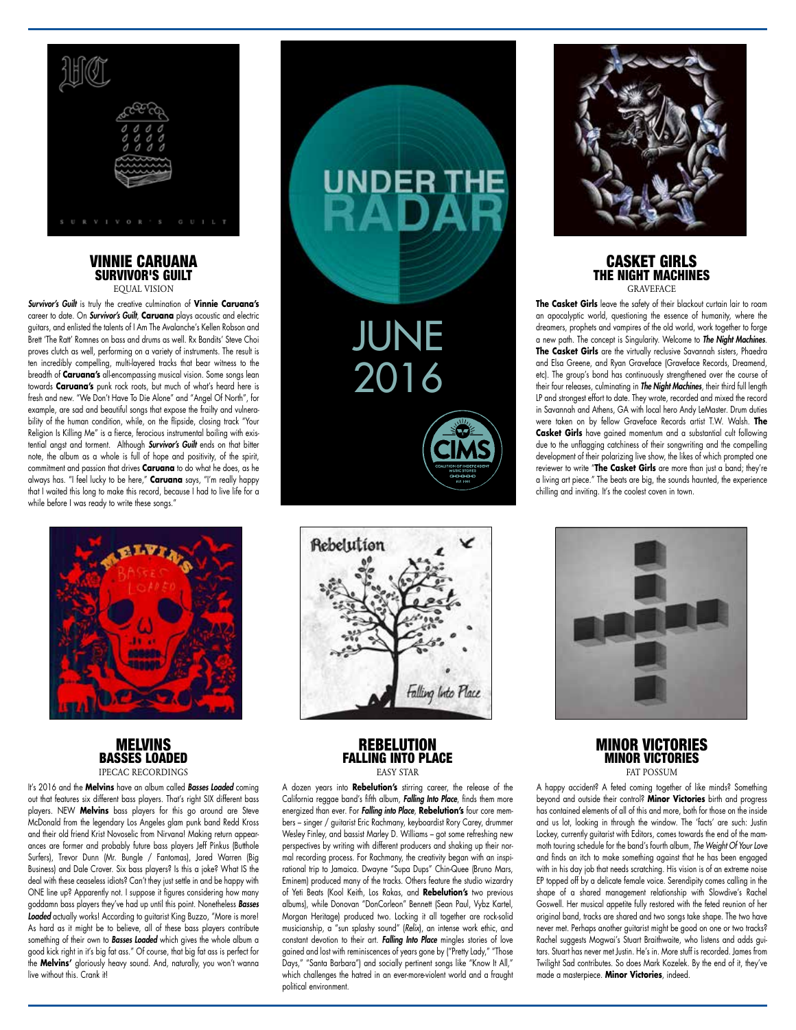# UNDER THE RADAR

JUNE 2016

CIMS — Coalition of Independent Music Stores

## VINNIE CARUANA
### SURVIVOR'S GUILT
EQUAL VISION

***Survivor's Guilt*** is truly the creative culmination of **Vinnie Caruana's** career to date. On ***Survivor's Guilt***, **Caruana** plays acoustic and electric guitars, and enlisted the talents of I Am The Avalanche's Kellen Robson and Brett 'The Ratt' Romnes on bass and drums as well. Rx Bandits' Steve Choi proves clutch as well, performing on a variety of instruments. The result is ten incredibly compelling, multi-layered tracks that bear witness to the breadth of **Caruana's** all-encompassing musical vision. Some songs lean towards **Caruana's** punk rock roots, but much of what's heard here is fresh and new. "We Don't Have To Die Alone" and "Angel Of North", for example, are sad and beautiful songs that expose the frailty and vulnerability of the human condition, while, on the flipside, closing track "Your Religion Is Killing Me" is a fierce, ferocious instrumental boiling with existential angst and torment. Although ***Survivor's Guilt*** ends on that bitter note, the album as a whole is full of hope and positivity, of the spirit, commitment and passion that drives **Caruana** to do what he does, as he always has. "I feel lucky to be here," **Caruana** says, "I'm really happy that I waited this long to make this record, because I had to live life for a while before I was ready to write these songs."

## CASKET GIRLS
### THE NIGHT MACHINES
GRAVEFACE

**The Casket Girls** leave the safety of their blackout curtain lair to roam an apocalyptic world, questioning the essence of humanity, where the dreamers, prophets and vampires of the old world, work together to forge a new path. The concept is Singularity. Welcome to ***The Night Machines***. **The Casket Girls** are the virtually reclusive Savannah sisters, Phaedra and Elsa Greene, and Ryan Graveface (Graveface Records, Dreamend, etc). The group's bond has continuously strengthened over the course of their four releases, culminating in ***The Night Machines***, their third full length LP and strongest effort to date. They wrote, recorded and mixed the record in Savannah and Athens, GA with local hero Andy LeMaster. Drum duties were taken on by fellow Graveface Records artist T.W. Walsh. **The Casket Girls** have gained momentum and a substantial cult following due to the unflagging catchiness of their songwriting and the compelling development of their polarizing live show, the likes of which prompted one reviewer to write "**The Casket Girls** are more than just a band; they're a living art piece." The beats are big, the sounds haunted, the experience chilling and inviting. It's the coolest coven in town.

## MELVINS
### BASSES LOADED
IPECAC RECORDINGS

It's 2016 and the **Melvins** have an album called ***Basses Loaded*** coming out that features six different bass players. That's right SIX different bass players. NEW **Melvins** bass players for this go around are Steve McDonald from the legendary Los Angeles glam punk band Redd Kross and their old friend Krist Novoselic from Nirvana! Making return appearances are former and probably future bass players Jeff Pinkus (Butthole Surfers), Trevor Dunn (Mr. Bungle / Fantomas), Jared Warren (Big Business) and Dale Crover. Six bass players? Is this a joke? What IS the deal with these ceaseless idiots? Can't they just settle in and be happy with ONE line up? Apparently not. I suppose it figures considering how many goddamn bass players they've had up until this point. Nonetheless ***Basses Loaded*** actually works! According to guitarist King Buzzo, "More is more! As hard as it might be to believe, all of these bass players contribute something of their own to ***Basses Loaded*** which gives the whole album a good kick right in it's big fat ass." Of course, that big fat ass is perfect for the **Melvins'** gloriously heavy sound. And, naturally, you won't wanna live without this. Crank it!

## REBELUTION
### FALLING INTO PLACE
EASY STAR

A dozen years into **Rebelution's** stirring career, the release of the California reggae band's fifth album, ***Falling Into Place***, finds them more energized than ever. For ***Falling into Place***, **Rebelution's** four core members – singer / guitarist Eric Rachmany, keyboardist Rory Carey, drummer Wesley Finley, and bassist Marley D. Williams – got some refreshing new perspectives by writing with different producers and shaking up their normal recording process. For Rachmany, the creativity began with an inspirational trip to Jamaica. Dwayne "Supa Dups" Chin-Quee (Bruno Mars, Eminem) produced many of the tracks. Others feature the studio wizardry of Yeti Beats (Kool Keith, Los Rakas, and **Rebelution's** two previous albums), while Donovan "DonCorleon" Bennett (Sean Paul, Vybz Kartel, Morgan Heritage) produced two. Locking it all together are rock-solid musicianship, a "sun splashy sound" (*Relix*), an intense work ethic, and constant devotion to their art. ***Falling Into Place*** mingles stories of love gained and lost with reminiscences of years gone by ("Pretty Lady," "Those Days," "Santa Barbara") and socially pertinent songs like "Know It All," which challenges the hatred in an ever-more-violent world and a fraught political environment.

## MINOR VICTORIES
### MINOR VICTORIES
FAT POSSUM

A happy accident? A feted coming together of like minds? Something beyond and outside their control? **Minor Victories** birth and progress has contained elements of all of this and more, both for those on the inside and us lot, looking in through the window. The 'facts' are such: Justin Lockey, currently guitarist with Editors, comes towards the end of the mammoth touring schedule for the band's fourth album, *The Weight Of Your Love* and finds an itch to make something against that he has been engaged with in his day job that needs scratching. His vision is of an extreme noise EP topped off by a delicate female voice. Serendipity comes calling in the shape of a shared management relationship with Slowdive's Rachel Goswell. Her musical appetite fully restored with the feted reunion of her original band, tracks are shared and two songs take shape. The two have never met. Perhaps another guitarist might be good on one or two tracks? Rachel suggests Mogwai's Stuart Braithwaite, who listens and adds guitars. Stuart has never met Justin. He's in. More stuff is recorded. James from Twilight Sad contributes. So does Mark Kozelek. By the end of it, they've made a masterpiece. **Minor Victories**, indeed.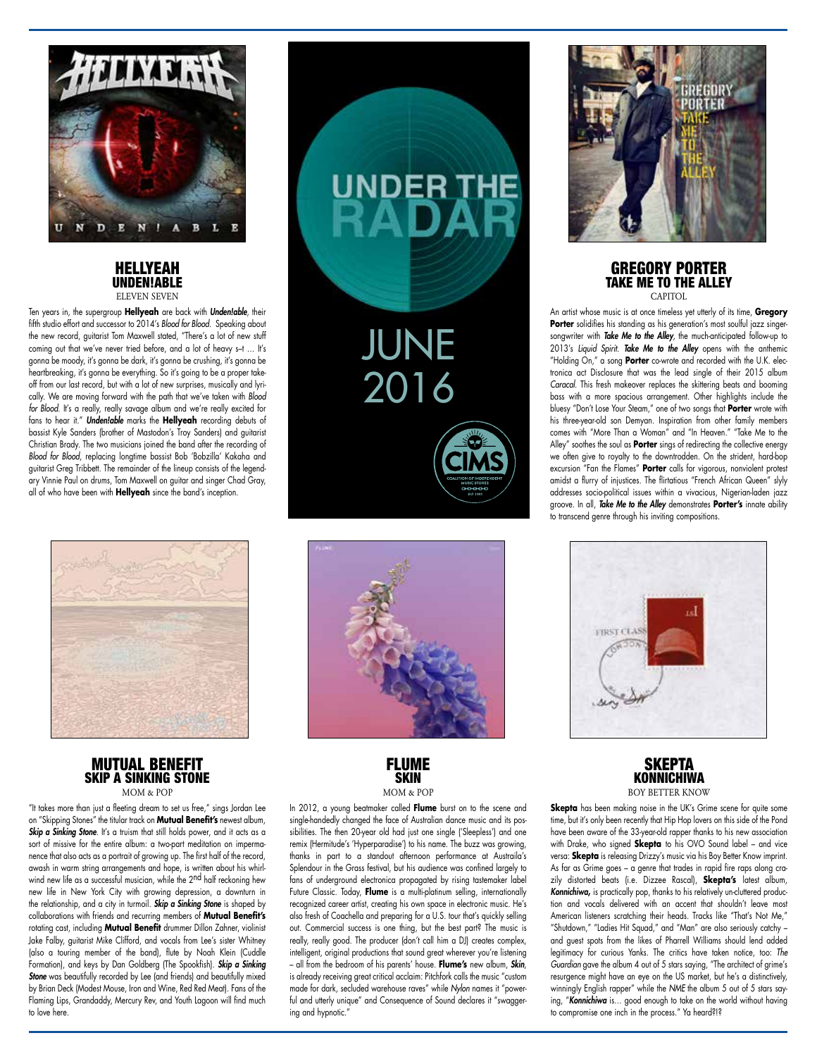## HELLYEAH
### UNDEN!ABLE
ELEVEN SEVEN

Ten years in, the supergroup **Hellyeah** are back with ***Unden!able***, their fifth studio effort and successor to 2014's *Blood for Blood*. Speaking about the new record, guitarist Tom Maxwell stated, "There's a lot of new stuff coming out that we've never tried before, and a lot of heavy s–t … It's gonna be moody, it's gonna be dark, it's gonna be crushing, it's gonna be heartbreaking, it's gonna be everything. So it's going to be a proper take-off from our last record, but with a lot of new surprises, musically and lyrically. We are moving forward with the path that we've taken with *Blood for Blood*. It's a really, really savage album and we're really excited for fans to hear it." ***Unden!able*** marks the **Hellyeah** recording debuts of bassist Kyle Sanders (brother of Mastodon's Troy Sanders) and guitarist Christian Brady. The two musicians joined the band after the recording of *Blood for Blood*, replacing longtime bassist Bob 'Bobzilla' Kakaha and guitarist Greg Tribbett. The remainder of the lineup consists of the legendary Vinnie Paul on drums, Tom Maxwell on guitar and singer Chad Gray, all of who have been with **Hellyeah** since the band's inception.

UNDER THE RADAR

JUNE 2016

CIMS
COALITION OF INDEPENDENT MUSIC STORES

## GREGORY PORTER
### TAKE ME TO THE ALLEY
CAPITOL

An artist whose music is at once timeless yet utterly of its time, **Gregory Porter** solidifies his standing as his generation's most soulful jazz singer-songwriter with ***Take Me to the Alley***, the much-anticipated follow-up to 2013's *Liquid Spirit*. ***Take Me to the Alley*** opens with the anthemic "Holding On," a song **Porter** co-wrote and recorded with the U.K. electronica act Disclosure that was the lead single of their 2015 album *Caracal*. This fresh makeover replaces the skittering beats and booming bass with a more spacious arrangement. Other highlights include the bluesy "Don't Lose Your Steam," one of two songs that **Porter** wrote with his three-year-old son Demyan. Inspiration from other family members comes with "More Than a Woman" and "In Heaven." "Take Me to the Alley" soothes the soul as **Porter** sings of redirecting the collective energy we often give to royalty to the downtrodden. On the strident, hard-bop excursion "Fan the Flames" **Porter** calls for vigorous, nonviolent protest amidst a flurry of injustices. The flirtatious "French African Queen" slyly addresses socio-political issues within a vivacious, Nigerian-laden jazz groove. In all, ***Take Me to the Alley*** demonstrates **Porter's** innate ability to transcend genre through his inviting compositions.

## MUTUAL BENEFIT
### SKIP A SINKING STONE
MOM & POP

"It takes more than just a fleeting dream to set us free," sings Jordan Lee on "Skipping Stones" the titular track on **Mutual Benefit's** newest album, ***Skip a Sinking Stone***. It's a truism that still holds power, and it acts as a sort of missive for the entire album: a two-part meditation on impermanence that also acts as a portrait of growing up. The first half of the record, awash in warm string arrangements and hope, is written about his whirlwind new life as a successful musician, while the 2nd half reckoning hew new life in New York City with growing depression, a downturn in the relationship, and a city in turmoil. ***Skip a Sinking Stone*** is shaped by collaborations with friends and recurring members of **Mutual Benefit's** rotating cast, including **Mutual Benefit** drummer Dillon Zahner, violinist Jake Falby, guitarist Mike Clifford, and vocals from Lee's sister Whitney (also a touring member of the band), flute by Noah Klein (Cuddle Formation), and keys by Dan Goldberg (The Spookfish). ***Skip a Sinking Stone*** was beautifully recorded by Lee (and friends) and beautifully mixed by Brian Deck (Modest Mouse, Iron and Wine, Red Red Meat). Fans of the Flaming Lips, Grandaddy, Mercury Rev, and Youth Lagoon will find much to love here.

## FLUME
### SKIN
MOM & POP

In 2012, a young beatmaker called **Flume** burst on to the scene and single-handedly changed the face of Australian dance music and its possibilities. The then 20-year old had just one single ('Sleepless') and one remix (Hermitude's 'Hyperparadise') to his name. The buzz was growing, thanks in part to a standout afternoon performance at Austraila's Splendour in the Grass festival, but his audience was confined largely to fans of underground electronica propagated by rising tastemaker label Future Classic. Today, **Flume** is a multi-platinum selling, internationally recognized career artist, creating his own space in electronic music. He's also fresh of Coachella and preparing for a U.S. tour that's quickly selling out. Commercial success is one thing, but the best part? The music is really, really good. The producer (don't call him a DJ) creates complex, intelligent, original productions that sound great wherever you're listening – all from the bedroom of his parents' house. **Flume's** new album, ***Skin***, is already receiving great critical acclaim: Pitchfork calls the music "custom made for dark, secluded warehouse raves" while *Nylon* names it "powerful and utterly unique" and Consequence of Sound declares it "swaggering and hypnotic."

## SKEPTA
### KONNICHIWA
BOY BETTER KNOW

**Skepta** has been making noise in the UK's Grime scene for quite some time, but it's only been recently that Hip Hop lovers on this side of the Pond have been aware of the 33-year-old rapper thanks to his new association with Drake, who signed **Skepta** to his OVO Sound label – and vice versa: **Skepta** is releasing Drizzy's music via his Boy Better Know imprint. As far as Grime goes – a genre that trades in rapid fire raps along crazily distorted beats (i.e. Dizzee Rascal), **Skepta's** latest album, ***Konnichiwa,*** is practically pop, thanks to his relatively un-cluttered production and vocals delivered with an accent that shouldn't leave most American listeners scratching their heads. Tracks like "That's Not Me," "Shutdown," "Ladies Hit Squad," and "Man" are also seriously catchy – and guest spots from the likes of Pharrell Williams should lend added legitimacy for curious Yanks. The critics have taken notice, too: *The Guardian* gave the album 4 out of 5 stars saying, "The architect of grime's resurgence might have an eye on the US market, but he's a distinctively, winningly English rapper" while the *NME* the album 5 out of 5 stars saying, "***Konnichiwa*** is… good enough to take on the world without having to compromise one inch in the process." Ya heard?!?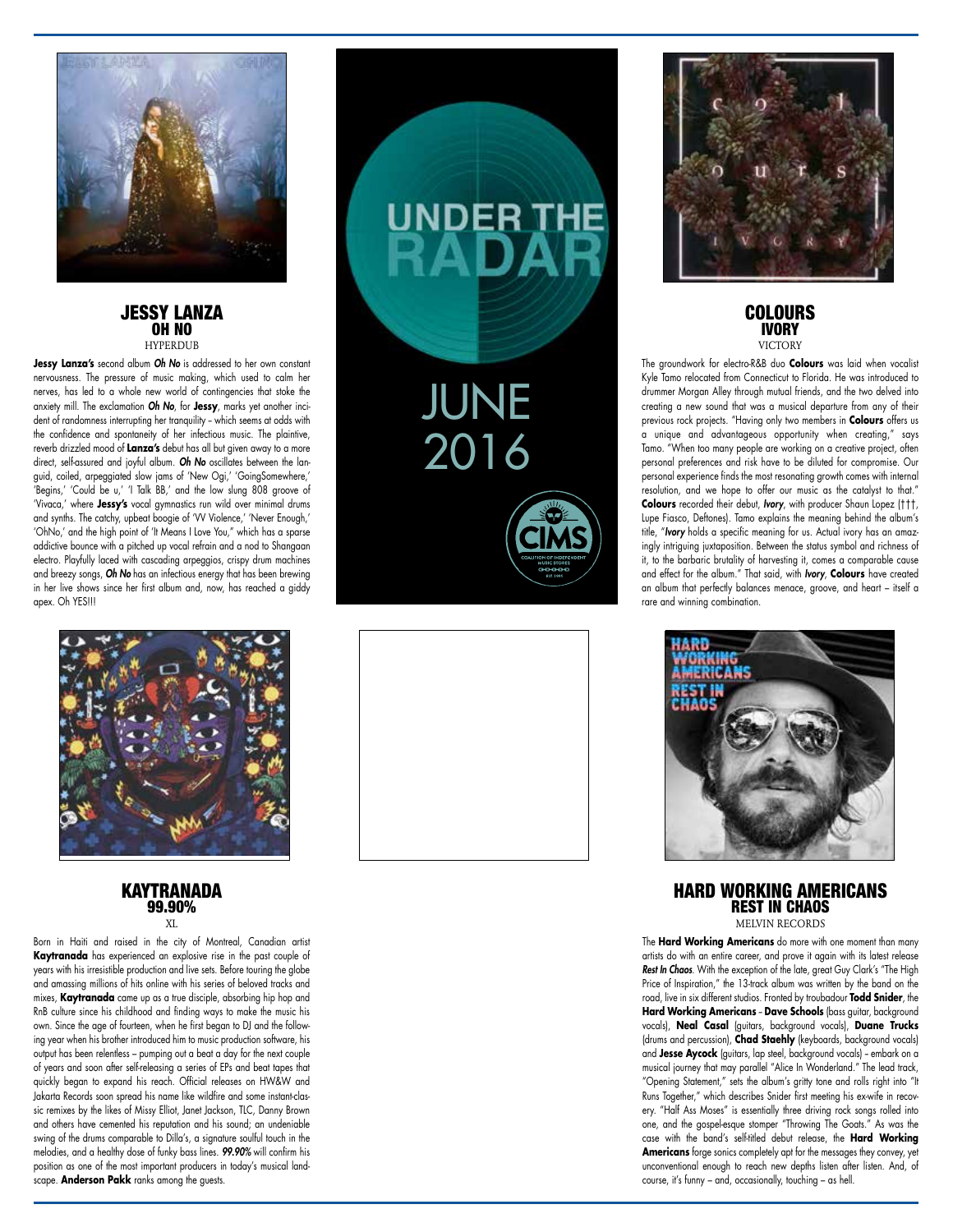## JESSY LANZA
### OH NO
HYPERDUB

**Jessy Lanza's** second album ***Oh No*** is addressed to her own constant nervousness. The pressure of music making, which used to calm her nerves, has led to a whole new world of contingencies that stoke the anxiety mill. The exclamation ***Oh No***, for **Jessy**, marks yet another incident of randomness interrupting her tranquility – which seems at odds with the confidence and spontaneity of her infectious music. The plaintive, reverb drizzled mood of **Lanza's** debut has all but given away to a more direct, self-assured and joyful album. ***Oh No*** oscillates between the languid, coiled, arpeggiated slow jams of 'New Ogi,' 'GoingSomewhere,' 'Begins,' 'Could be u,' 'I Talk BB,' and the low slung 808 groove of 'Vivaca,' where **Jessy's** vocal gymnastics run wild over minimal drums and synths. The catchy, upbeat boogie of 'VV Violence,' 'Never Enough,' 'OhNo,' and the high point of 'It Means I Love You,' which has a sparse addictive bounce with a pitched up vocal refrain and a nod to Shangaan electro. Playfully laced with cascading arpeggios, crispy drum machines and breezy songs, ***Oh No*** has an infectious energy that has been brewing in her live shows since her first album and, now, has reached a giddy apex. Oh YES!!!

UNDER THE RADAR

JUNE 2016

## COLOURS
### IVORY
VICTORY

The groundwork for electro-R&B duo **Colours** was laid when vocalist Kyle Tamo relocated from Connecticut to Florida. He was introduced to drummer Morgan Alley through mutual friends, and the two delved into creating a new sound that was a musical departure from any of their previous rock projects. "Having only two members in **Colours** offers us a unique and advantageous opportunity when creating," says Tamo. "When too many people are working on a creative project, often personal preferences and risk have to be diluted for compromise. Our personal experience finds the most resonating growth comes with internal resolution, and we hope to offer our music as the catalyst to that." **Colours** recorded their debut, ***Ivory***, with producer Shaun Lopez (†††, Lupe Fiasco, Deftones). Tamo explains the meaning behind the album's title, "***Ivory*** holds a specific meaning for us. Actual ivory has an amazingly intriguing juxtaposition. Between the status symbol and richness of it, to the barbaric brutality of harvesting it, comes a comparable cause and effect for the album." That said, with ***Ivory***, **Colours** have created an album that perfectly balances menace, groove, and heart – itself a rare and winning combination.

## KAYTRANADA
### 99.90%
XL

Born in Haiti and raised in the city of Montreal, Canadian artist **Kaytranada** has experienced an explosive rise in the past couple of years with his irresistible production and live sets. Before touring the globe and amassing millions of hits online with his series of beloved tracks and mixes, **Kaytranada** came up as a true disciple, absorbing hip hop and RnB culture since his childhood and finding ways to make the music his own. Since the age of fourteen, when he first began to DJ and the following year when his brother introduced him to music production software, his output has been relentless – pumping out a beat a day for the next couple of years and soon after self-releasing a series of EPs and beat tapes that quickly began to expand his reach. Official releases on HW&W and Jakarta Records soon spread his name like wildfire and some instant-classic remixes by the likes of Missy Elliot, Janet Jackson, TLC, Danny Brown and others have cemented his reputation and his sound; an undeniable swing of the drums comparable to Dilla's, a signature soulful touch in the melodies, and a healthy dose of funky bass lines. ***99.90%*** will confirm his position as one of the most important producers in today's musical landscape. **Anderson Pakk** ranks among the guests.

## HARD WORKING AMERICANS
### REST IN CHAOS
MELVIN RECORDS

The **Hard Working Americans** do more with one moment than many artists do with an entire career, and prove it again with its latest release ***Rest In Chaos***. With the exception of the late, great Guy Clark's "The High Price of Inspiration," the 13-track album was written by the band on the road, live in six different studios. Fronted by troubadour **Todd Snider**, the **Hard Working Americans** – **Dave Schools** (bass guitar, background vocals), **Neal Casal** (guitars, background vocals), **Duane Trucks** (drums and percussion), **Chad Staehly** (keyboards, background vocals) and **Jesse Aycock** (guitars, lap steel, background vocals) – embark on a musical journey that may parallel "Alice In Wonderland." The lead track, "Opening Statement," sets the album's gritty tone and rolls right into "It Runs Together," which describes Snider first meeting his ex-wife in recovery. "Half Ass Moses" is essentially three driving rock songs rolled into one, and the gospel-esque stomper "Throwing The Goats." As was the case with the band's self-titled debut release, the **Hard Working Americans** forge sonics completely apt for the messages they convey, yet unconventional enough to reach new depths listen after listen. And, of course, it's funny – and, occasionally, touching – as hell.